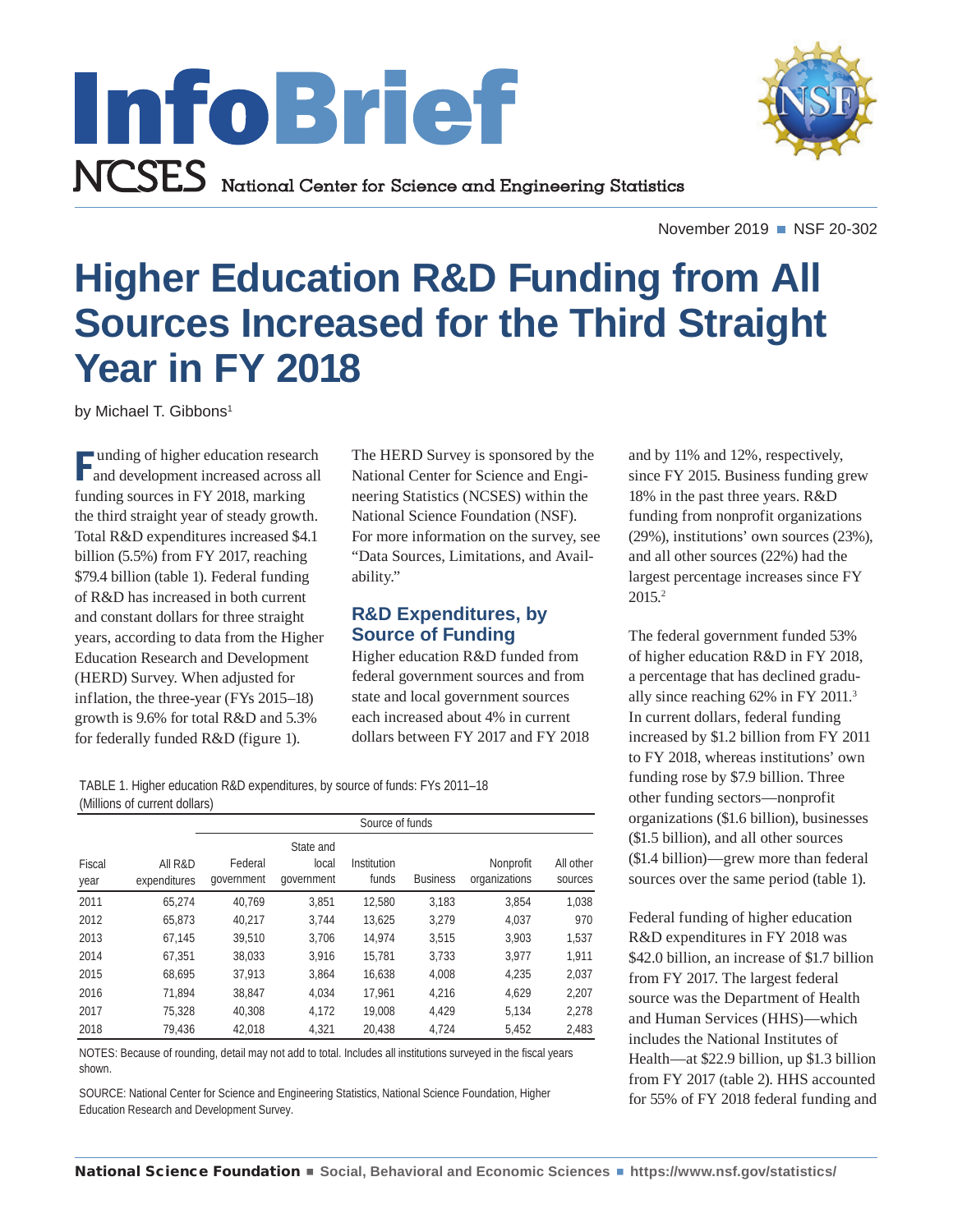# InfoBrief

NCSES National Center for Science and Engineering Statistics

November 2019 ■ NSF 20-302

# Higher Education R&D Funding from All Sources Increased for the Third Straight Year in FY 2018

by Michael T. Gibbons[1]

Funding of higher education research and development increased across all funding sources in FY 2018, marking the third straight year of steady growth. Total R&D expenditures increased $4.1 billion (5.5%) from FY 2017, reaching $79.4 billion (table 1). Federal funding of R&D has increased in both current and constant dollars for three straight years, according to data from the Higher Education Research and Development (HERD) Survey. When adjusted for inflation, the three-year (FYs 2015–18) growth is 9.6% for total R&D and 5.3% for federally funded R&D (figure 1).

The HERD Survey is sponsored by the National Center for Science and Engineering Statistics (NCSES) within the National Science Foundation (NSF). For more information on the survey, see "Data Sources, Limitations, and Availability."

## R&D Expenditures, by Source of Funding

Higher education R&D funded from federal government sources and from state and local government sources each increased about 4% in current dollars between FY 2017 and FY 2018 and by 11% and 12%, respectively, since FY 2015. Business funding grew 18% in the past three years. R&D funding from nonprofit organizations (29%), institutions' own sources (23%), and all other sources (22%) had the largest percentage increases since FY 2015.[2]

The federal government funded 53% of higher education R&D in FY 2018, a percentage that has declined gradually since reaching 62% in FY 2011.[3] In current dollars, federal funding increased by $1.2 billion from FY 2011 to FY 2018, whereas institutions' own funding rose by $7.9 billion. Three other funding sectors—nonprofit organizations ($1.6 billion), businesses ($1.5 billion), and all other sources ($1.4 billion)—grew more than federal sources over the same period (table 1).

Federal funding of higher education R&D expenditures in FY 2018 was $42.0 billion, an increase of $1.7 billion from FY 2017. The largest federal source was the Department of Health and Human Services (HHS)—which includes the National Institutes of Health—at $22.9 billion, up $1.3 billion from FY 2017 (table 2). HHS accounted for 55% of FY 2018 federal funding and

TABLE 1. Higher education R&D expenditures, by source of funds: FYs 2011–18
(Millions of current dollars)

| Fiscal year | All R&D expenditures | Source of funds: Federal government | State and local government | Institution funds | Business | Nonprofit organizations | All other sources |
|---|---|---|---|---|---|---|---|
| 2011 | 65,274 | 40,769 | 3,851 | 12,580 | 3,183 | 3,854 | 1,038 |
| 2012 | 65,873 | 40,217 | 3,744 | 13,625 | 3,279 | 4,037 | 970 |
| 2013 | 67,145 | 39,510 | 3,706 | 14,974 | 3,515 | 3,903 | 1,537 |
| 2014 | 67,351 | 38,033 | 3,916 | 15,781 | 3,733 | 3,977 | 1,911 |
| 2015 | 68,695 | 37,913 | 3,864 | 16,638 | 4,008 | 4,235 | 2,037 |
| 2016 | 71,894 | 38,847 | 4,034 | 17,961 | 4,216 | 4,629 | 2,207 |
| 2017 | 75,328 | 40,308 | 4,172 | 19,008 | 4,429 | 5,134 | 2,278 |
| 2018 | 79,436 | 42,018 | 4,321 | 20,438 | 4,724 | 5,452 | 2,483 |

NOTES: Because of rounding, detail may not add to total. Includes all institutions surveyed in the fiscal years shown.

SOURCE: National Center for Science and Engineering Statistics, National Science Foundation, Higher Education Research and Development Survey.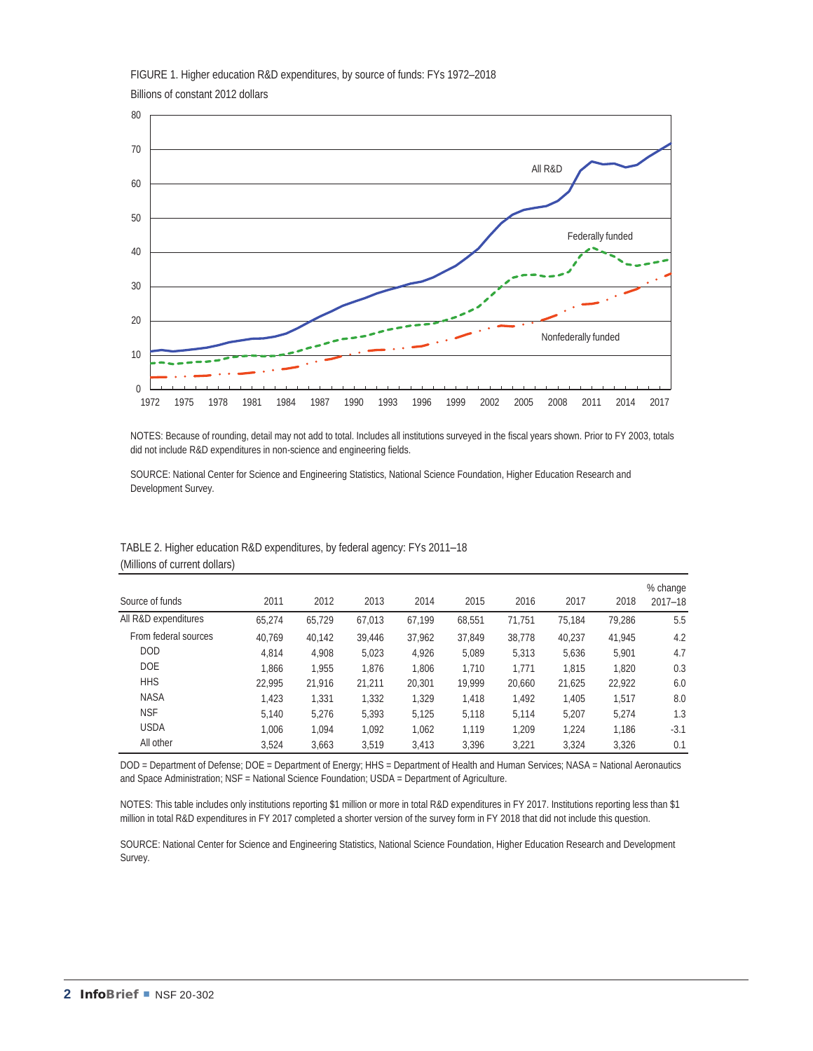FIGURE 1. Higher education R&D expenditures, by source of funds: FYs 1972–2018

Billions of constant 2012 dollars

NOTES: Because of rounding, detail may not add to total. Includes all institutions surveyed in the fiscal years shown. Prior to FY 2003, totals did not include R&D expenditures in non-science and engineering fields.

SOURCE: National Center for Science and Engineering Statistics, National Science Foundation, Higher Education Research and Development Survey.

TABLE 2. Higher education R&D expenditures, by federal agency: FYs 2011–18

(Millions of current dollars)

| Source of funds | 2011 | 2012 | 2013 | 2014 | 2015 | 2016 | 2017 | 2018 | % change 2017–18 |
|---|---|---|---|---|---|---|---|---|---|
| All R&D expenditures | 65,274 | 65,729 | 67,013 | 67,199 | 68,551 | 71,751 | 75,184 | 79,286 | 5.5 |
| From federal sources | 40,769 | 40,142 | 39,446 | 37,962 | 37,849 | 38,778 | 40,237 | 41,945 | 4.2 |
| DOD | 4,814 | 4,908 | 5,023 | 4,926 | 5,089 | 5,313 | 5,636 | 5,901 | 4.7 |
| DOE | 1,866 | 1,955 | 1,876 | 1,806 | 1,710 | 1,771 | 1,815 | 1,820 | 0.3 |
| HHS | 22,995 | 21,916 | 21,211 | 20,301 | 19,999 | 20,660 | 21,625 | 22,922 | 6.0 |
| NASA | 1,423 | 1,331 | 1,332 | 1,329 | 1,418 | 1,492 | 1,405 | 1,517 | 8.0 |
| NSF | 5,140 | 5,276 | 5,393 | 5,125 | 5,118 | 5,114 | 5,207 | 5,274 | 1.3 |
| USDA | 1,006 | 1,094 | 1,092 | 1,062 | 1,119 | 1,209 | 1,224 | 1,186 | -3.1 |
| All other | 3,524 | 3,663 | 3,519 | 3,413 | 3,396 | 3,221 | 3,324 | 3,326 | 0.1 |

DOD = Department of Defense; DOE = Department of Energy; HHS = Department of Health and Human Services; NASA = National Aeronautics and Space Administration; NSF = National Science Foundation; USDA = Department of Agriculture.

NOTES: This table includes only institutions reporting $1 million or more in total R&D expenditures in FY 2017. Institutions reporting less than $1 million in total R&D expenditures in FY 2017 completed a shorter version of the survey form in FY 2018 that did not include this question.

SOURCE: National Center for Science and Engineering Statistics, National Science Foundation, Higher Education Research and Development Survey.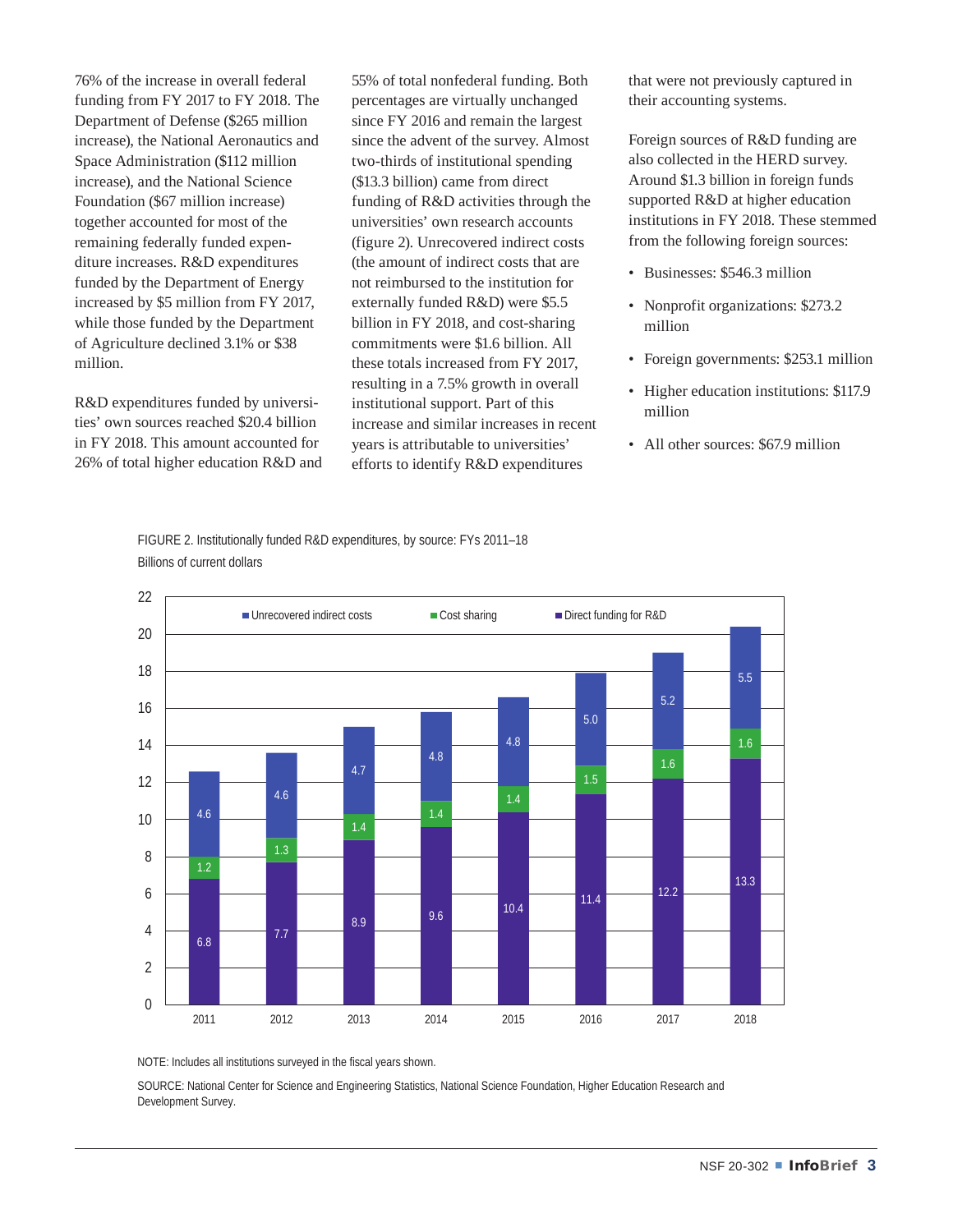76% of the increase in overall federal funding from FY 2017 to FY 2018. The Department of Defense ($265 million increase), the National Aeronautics and Space Administration ($112 million increase), and the National Science Foundation ($67 million increase) together accounted for most of the remaining federally funded expenditure increases. R&D expenditures funded by the Department of Energy increased by $5 million from FY 2017, while those funded by the Department of Agriculture declined 3.1% or $38 million.

R&D expenditures funded by universities' own sources reached $20.4 billion in FY 2018. This amount accounted for 26% of total higher education R&D and 55% of total nonfederal funding. Both percentages are virtually unchanged since FY 2016 and remain the largest since the advent of the survey. Almost two-thirds of institutional spending ($13.3 billion) came from direct funding of R&D activities through the universities' own research accounts (figure 2). Unrecovered indirect costs (the amount of indirect costs that are not reimbursed to the institution for externally funded R&D) were $5.5 billion in FY 2018, and cost-sharing commitments were $1.6 billion. All these totals increased from FY 2017, resulting in a 7.5% growth in overall institutional support. Part of this increase and similar increases in recent years is attributable to universities' efforts to identify R&D expenditures that were not previously captured in their accounting systems.

Foreign sources of R&D funding are also collected in the HERD survey. Around $1.3 billion in foreign funds supported R&D at higher education institutions in FY 2018. These stemmed from the following foreign sources:

- Businesses: $546.3 million
- Nonprofit organizations: $273.2 million
- Foreign governments: $253.1 million
- Higher education institutions: $117.9 million
- All other sources: $67.9 million

FIGURE 2. Institutionally funded R&D expenditures, by source: FYs 2011–18

Billions of current dollars

| Year | Direct funding for R&D | Cost sharing | Unrecovered indirect costs |
|---|---|---|---|
| 2011 | 6.8 | 1.2 | 4.6 |
| 2012 | 7.7 | 1.3 | 4.6 |
| 2013 | 8.9 | 1.4 | 4.7 |
| 2014 | 9.6 | 1.4 | 4.8 |
| 2015 | 10.4 | 1.4 | 4.8 |
| 2016 | 11.4 | 1.5 | 5.0 |
| 2017 | 12.2 | 1.6 | 5.2 |
| 2018 | 13.3 | 1.6 | 5.5 |

NOTE: Includes all institutions surveyed in the fiscal years shown.

SOURCE: National Center for Science and Engineering Statistics, National Science Foundation, Higher Education Research and Development Survey.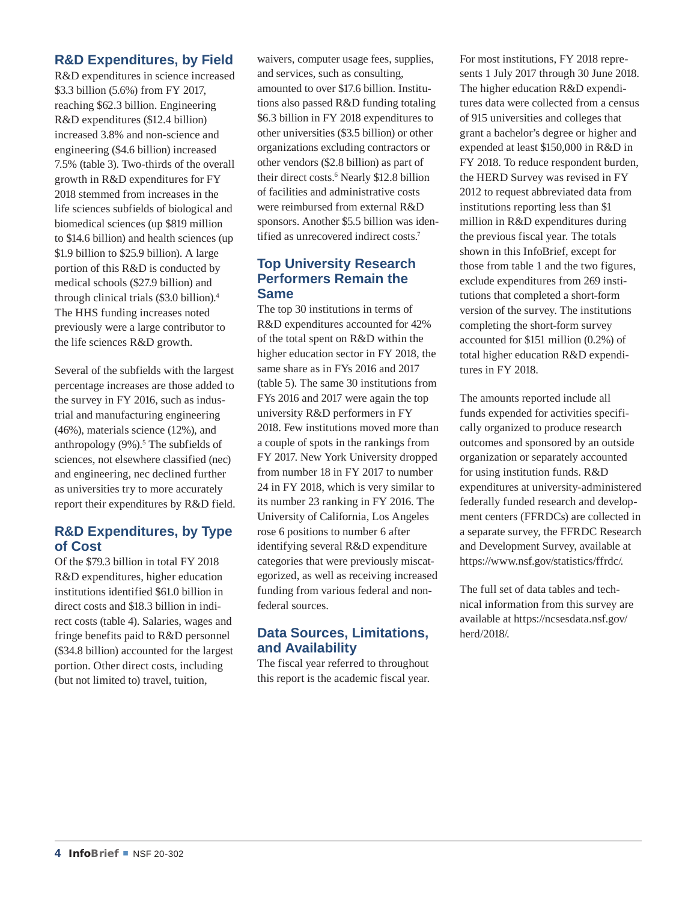## R&D Expenditures, by Field

R&D expenditures in science increased $3.3 billion (5.6%) from FY 2017, reaching $62.3 billion. Engineering R&D expenditures ($12.4 billion) increased 3.8% and non-science and engineering ($4.6 billion) increased 7.5% (table 3). Two-thirds of the overall growth in R&D expenditures for FY 2018 stemmed from increases in the life sciences subfields of biological and biomedical sciences (up $819 million to $14.6 billion) and health sciences (up $1.9 billion to $25.9 billion). A large portion of this R&D is conducted by medical schools ($27.9 billion) and through clinical trials ($3.0 billion).[4] The HHS funding increases noted previously were a large contributor to the life sciences R&D growth.

Several of the subfields with the largest percentage increases are those added to the survey in FY 2016, such as industrial and manufacturing engineering (46%), materials science (12%), and anthropology (9%).[5] The subfields of sciences, not elsewhere classified (nec) and engineering, nec declined further as universities try to more accurately report their expenditures by R&D field.

## R&D Expenditures, by Type of Cost

Of the $79.3 billion in total FY 2018 R&D expenditures, higher education institutions identified $61.0 billion in direct costs and $18.3 billion in indirect costs (table 4). Salaries, wages and fringe benefits paid to R&D personnel ($34.8 billion) accounted for the largest portion. Other direct costs, including (but not limited to) travel, tuition, waivers, computer usage fees, supplies, and services, such as consulting, amounted to over $17.6 billion. Institutions also passed R&D funding totaling $6.3 billion in FY 2018 expenditures to other universities ($3.5 billion) or other organizations excluding contractors or other vendors ($2.8 billion) as part of their direct costs.[6] Nearly $12.8 billion of facilities and administrative costs were reimbursed from external R&D sponsors. Another $5.5 billion was identified as unrecovered indirect costs.[7]

## Top University Research Performers Remain the Same

The top 30 institutions in terms of R&D expenditures accounted for 42% of the total spent on R&D within the higher education sector in FY 2018, the same share as in FYs 2016 and 2017 (table 5). The same 30 institutions from FYs 2016 and 2017 were again the top university R&D performers in FY 2018. Few institutions moved more than a couple of spots in the rankings from FY 2017. New York University dropped from number 18 in FY 2017 to number 24 in FY 2018, which is very similar to its number 23 ranking in FY 2016. The University of California, Los Angeles rose 6 positions to number 6 after identifying several R&D expenditure categories that were previously miscategorized, as well as receiving increased funding from various federal and nonfederal sources.

## Data Sources, Limitations, and Availability

The fiscal year referred to throughout this report is the academic fiscal year. For most institutions, FY 2018 represents 1 July 2017 through 30 June 2018. The higher education R&D expenditures data were collected from a census of 915 universities and colleges that grant a bachelor's degree or higher and expended at least $150,000 in R&D in FY 2018. To reduce respondent burden, the HERD Survey was revised in FY 2012 to request abbreviated data from institutions reporting less than $1 million in R&D expenditures during the previous fiscal year. The totals shown in this InfoBrief, except for those from table 1 and the two figures, exclude expenditures from 269 institutions that completed a short-form version of the survey. The institutions completing the short-form survey accounted for $151 million (0.2%) of total higher education R&D expenditures in FY 2018.

The amounts reported include all funds expended for activities specifically organized to produce research outcomes and sponsored by an outside organization or separately accounted for using institution funds. R&D expenditures at university-administered federally funded research and development centers (FFRDCs) are collected in a separate survey, the FFRDC Research and Development Survey, available at https://www.nsf.gov/statistics/ffrdc/.

The full set of data tables and technical information from this survey are available at https://ncsesdata.nsf.gov/herd/2018/.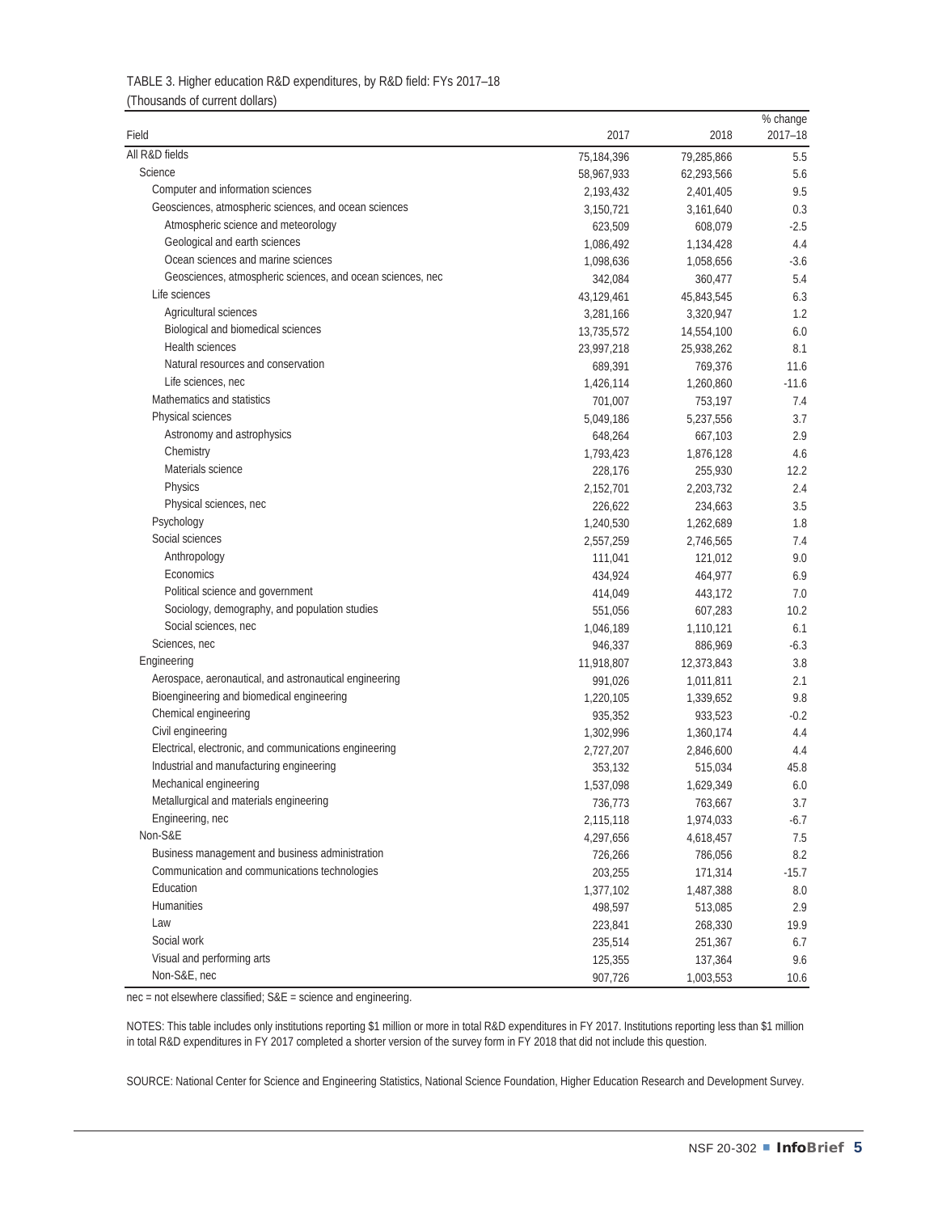TABLE 3. Higher education R&D expenditures, by R&D field: FYs 2017–18
(Thousands of current dollars)

| Field | 2017 | 2018 | % change 2017–18 |
|---|---|---|---|
| All R&D fields | 75,184,396 | 79,285,866 | 5.5 |
| Science | 58,967,933 | 62,293,566 | 5.6 |
| Computer and information sciences | 2,193,432 | 2,401,405 | 9.5 |
| Geosciences, atmospheric sciences, and ocean sciences | 3,150,721 | 3,161,640 | 0.3 |
| Atmospheric science and meteorology | 623,509 | 608,079 | -2.5 |
| Geological and earth sciences | 1,086,492 | 1,134,428 | 4.4 |
| Ocean sciences and marine sciences | 1,098,636 | 1,058,656 | -3.6 |
| Geosciences, atmospheric sciences, and ocean sciences, nec | 342,084 | 360,477 | 5.4 |
| Life sciences | 43,129,461 | 45,843,545 | 6.3 |
| Agricultural sciences | 3,281,166 | 3,320,947 | 1.2 |
| Biological and biomedical sciences | 13,735,572 | 14,554,100 | 6.0 |
| Health sciences | 23,997,218 | 25,938,262 | 8.1 |
| Natural resources and conservation | 689,391 | 769,376 | 11.6 |
| Life sciences, nec | 1,426,114 | 1,260,860 | -11.6 |
| Mathematics and statistics | 701,007 | 753,197 | 7.4 |
| Physical sciences | 5,049,186 | 5,237,556 | 3.7 |
| Astronomy and astrophysics | 648,264 | 667,103 | 2.9 |
| Chemistry | 1,793,423 | 1,876,128 | 4.6 |
| Materials science | 228,176 | 255,930 | 12.2 |
| Physics | 2,152,701 | 2,203,732 | 2.4 |
| Physical sciences, nec | 226,622 | 234,663 | 3.5 |
| Psychology | 1,240,530 | 1,262,689 | 1.8 |
| Social sciences | 2,557,259 | 2,746,565 | 7.4 |
| Anthropology | 111,041 | 121,012 | 9.0 |
| Economics | 434,924 | 464,977 | 6.9 |
| Political science and government | 414,049 | 443,172 | 7.0 |
| Sociology, demography, and population studies | 551,056 | 607,283 | 10.2 |
| Social sciences, nec | 1,046,189 | 1,110,121 | 6.1 |
| Sciences, nec | 946,337 | 886,969 | -6.3 |
| Engineering | 11,918,807 | 12,373,843 | 3.8 |
| Aerospace, aeronautical, and astronautical engineering | 991,026 | 1,011,811 | 2.1 |
| Bioengineering and biomedical engineering | 1,220,105 | 1,339,652 | 9.8 |
| Chemical engineering | 935,352 | 933,523 | -0.2 |
| Civil engineering | 1,302,996 | 1,360,174 | 4.4 |
| Electrical, electronic, and communications engineering | 2,727,207 | 2,846,600 | 4.4 |
| Industrial and manufacturing engineering | 353,132 | 515,034 | 45.8 |
| Mechanical engineering | 1,537,098 | 1,629,349 | 6.0 |
| Metallurgical and materials engineering | 736,773 | 763,667 | 3.7 |
| Engineering, nec | 2,115,118 | 1,974,033 | -6.7 |
| Non-S&E | 4,297,656 | 4,618,457 | 7.5 |
| Business management and business administration | 726,266 | 786,056 | 8.2 |
| Communication and communications technologies | 203,255 | 171,314 | -15.7 |
| Education | 1,377,102 | 1,487,388 | 8.0 |
| Humanities | 498,597 | 513,085 | 2.9 |
| Law | 223,841 | 268,330 | 19.9 |
| Social work | 235,514 | 251,367 | 6.7 |
| Visual and performing arts | 125,355 | 137,364 | 9.6 |
| Non-S&E, nec | 907,726 | 1,003,553 | 10.6 |

nec = not elsewhere classified; S&E = science and engineering.

NOTES: This table includes only institutions reporting $1 million or more in total R&D expenditures in FY 2017. Institutions reporting less than $1 million in total R&D expenditures in FY 2017 completed a shorter version of the survey form in FY 2018 that did not include this question.

SOURCE: National Center for Science and Engineering Statistics, National Science Foundation, Higher Education Research and Development Survey.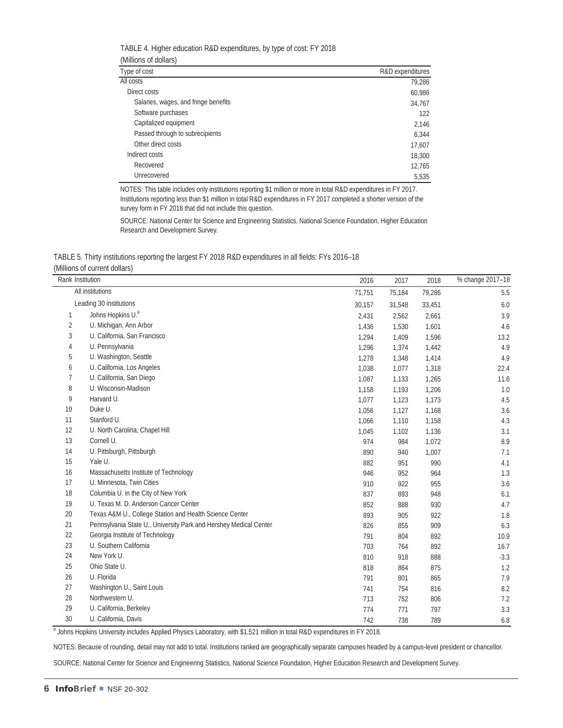TABLE 4. Higher education R&D expenditures, by type of cost: FY 2018

(Millions of dollars)

| Type of cost | R&D expenditures |
|---|---|
| All costs | 79,286 |
| Direct costs | 60,986 |
| Salaries, wages, and fringe benefits | 34,767 |
| Software purchases | 122 |
| Capitalized equipment | 2,146 |
| Passed through to subrecipients | 6,344 |
| Other direct costs | 17,607 |
| Indirect costs | 18,300 |
| Recovered | 12,765 |
| Unrecovered | 5,535 |

NOTES: This table includes only institutions reporting $1 million or more in total R&D expenditures in FY 2017. Institutions reporting less than $1 million in total R&D expenditures in FY 2017 completed a shorter version of the survey form in FY 2018 that did not include this question.

SOURCE: National Center for Science and Engineering Statistics, National Science Foundation, Higher Education Research and Development Survey.

TABLE 5. Thirty institutions reporting the largest FY 2018 R&D expenditures in all fields: FYs 2016–18

(Millions of current dollars)

| Rank | Institution | 2016 | 2017 | 2018 | % change 2017–18 |
|---|---|---|---|---|---|
| | All institutions | 71,751 | 75,184 | 79,286 | 5.5 |
| | Leading 30 institutions | 30,157 | 31,548 | 33,451 | 6.0 |
| 1 | Johns Hopkins U.[a] | 2,431 | 2,562 | 2,661 | 3.9 |
| 2 | U. Michigan, Ann Arbor | 1,436 | 1,530 | 1,601 | 4.6 |
| 3 | U. California, San Francisco | 1,294 | 1,409 | 1,596 | 13.2 |
| 4 | U. Pennsylvania | 1,296 | 1,374 | 1,442 | 4.9 |
| 5 | U. Washington, Seattle | 1,278 | 1,348 | 1,414 | 4.9 |
| 6 | U. California, Los Angeles | 1,038 | 1,077 | 1,318 | 22.4 |
| 7 | U. California, San Diego | 1,087 | 1,133 | 1,265 | 11.6 |
| 8 | U. Wisconsin-Madison | 1,158 | 1,193 | 1,206 | 1.0 |
| 9 | Harvard U. | 1,077 | 1,123 | 1,173 | 4.5 |
| 10 | Duke U. | 1,056 | 1,127 | 1,168 | 3.6 |
| 11 | Stanford U. | 1,066 | 1,110 | 1,158 | 4.3 |
| 12 | U. North Carolina, Chapel Hill | 1,045 | 1,102 | 1,136 | 3.1 |
| 13 | Cornell U. | 974 | 984 | 1,072 | 8.9 |
| 14 | U. Pittsburgh, Pittsburgh | 890 | 940 | 1,007 | 7.1 |
| 15 | Yale U. | 882 | 951 | 990 | 4.1 |
| 16 | Massachusetts Institute of Technology | 946 | 952 | 964 | 1.3 |
| 17 | U. Minnesota, Twin Cities | 910 | 922 | 955 | 3.6 |
| 18 | Columbia U. in the City of New York | 837 | 893 | 948 | 6.1 |
| 19 | U. Texas M. D. Anderson Cancer Center | 852 | 888 | 930 | 4.7 |
| 20 | Texas A&M U., College Station and Health Science Center | 893 | 905 | 922 | 1.8 |
| 21 | Pennsylvania State U., University Park and Hershey Medical Center | 826 | 855 | 909 | 6.3 |
| 22 | Georgia Institute of Technology | 791 | 804 | 892 | 10.9 |
| 23 | U. Southern California | 703 | 764 | 892 | 16.7 |
| 24 | New York U. | 810 | 918 | 888 | -3.3 |
| 25 | Ohio State U. | 818 | 864 | 875 | 1.2 |
| 26 | U. Florida | 791 | 801 | 865 | 7.9 |
| 27 | Washington U., Saint Louis | 741 | 754 | 816 | 8.2 |
| 28 | Northwestern U. | 713 | 752 | 806 | 7.2 |
| 29 | U. California, Berkeley | 774 | 771 | 797 | 3.3 |
| 30 | U. California, Davis | 742 | 738 | 789 | 6.8 |

[a] Johns Hopkins University includes Applied Physics Laboratory, with $1,521 million in total R&D expenditures in FY 2018.

NOTES: Because of rounding, detail may not add to total. Institutions ranked are geographically separate campuses headed by a campus-level president or chancellor.

SOURCE: National Center for Science and Engineering Statistics, National Science Foundation, Higher Education Research and Development Survey.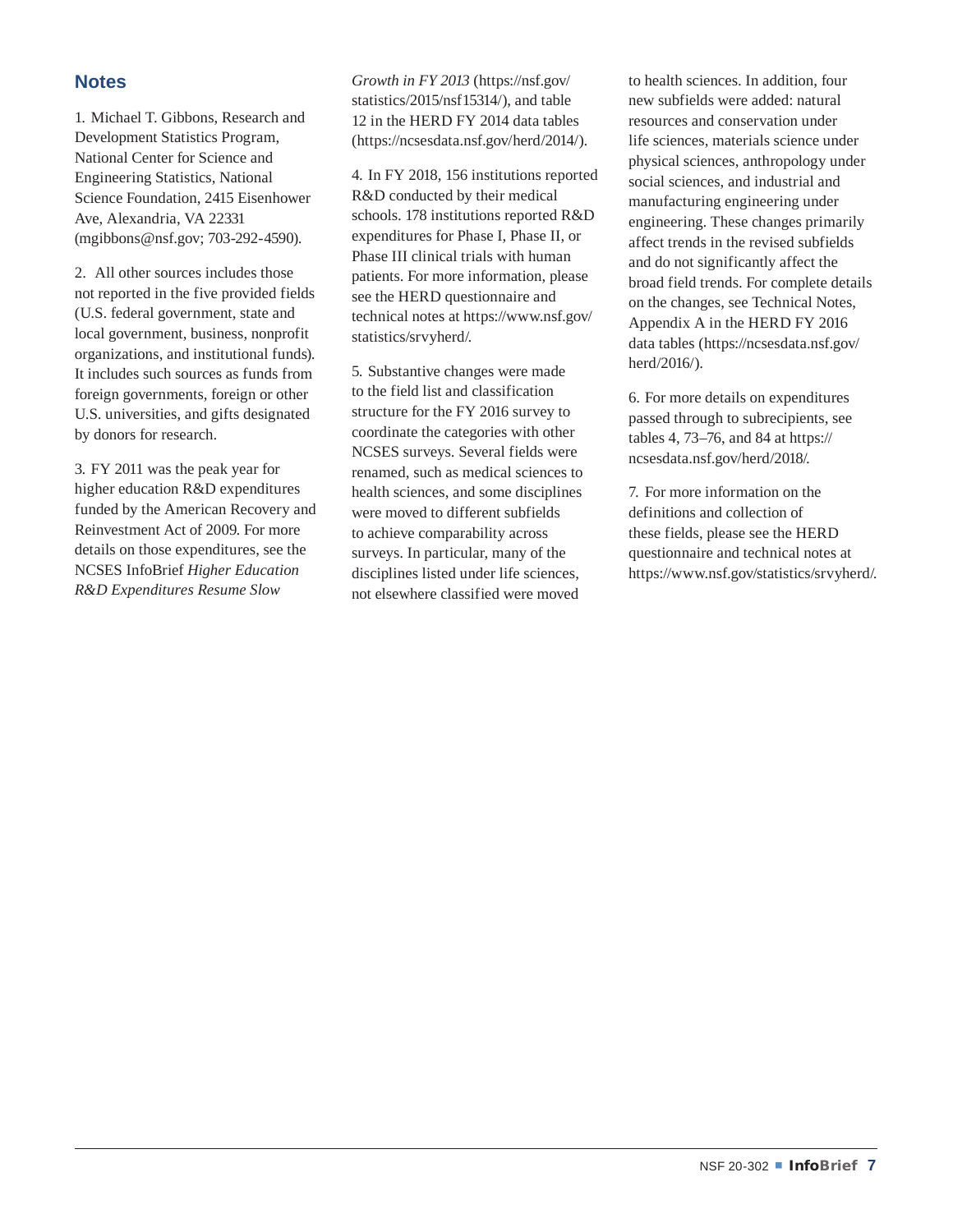## Notes

1. Michael T. Gibbons, Research and Development Statistics Program, National Center for Science and Engineering Statistics, National Science Foundation, 2415 Eisenhower Ave, Alexandria, VA 22331 (mgibbons@nsf.gov; 703-292-4590).

2. All other sources includes those not reported in the five provided fields (U.S. federal government, state and local government, business, nonprofit organizations, and institutional funds). It includes such sources as funds from foreign governments, foreign or other U.S. universities, and gifts designated by donors for research.

3. FY 2011 was the peak year for higher education R&D expenditures funded by the American Recovery and Reinvestment Act of 2009. For more details on those expenditures, see the NCSES InfoBrief *Higher Education R&D Expenditures Resume Slow Growth in FY 2013* (https://nsf.gov/statistics/2015/nsf15314/), and table 12 in the HERD FY 2014 data tables (https://ncsesdata.nsf.gov/herd/2014/).

4. In FY 2018, 156 institutions reported R&D conducted by their medical schools. 178 institutions reported R&D expenditures for Phase I, Phase II, or Phase III clinical trials with human patients. For more information, please see the HERD questionnaire and technical notes at https://www.nsf.gov/statistics/srvyherd/.

5. Substantive changes were made to the field list and classification structure for the FY 2016 survey to coordinate the categories with other NCSES surveys. Several fields were renamed, such as medical sciences to health sciences, and some disciplines were moved to different subfields to achieve comparability across surveys. In particular, many of the disciplines listed under life sciences, not elsewhere classified were moved to health sciences. In addition, four new subfields were added: natural resources and conservation under life sciences, materials science under physical sciences, anthropology under social sciences, and industrial and manufacturing engineering under engineering. These changes primarily affect trends in the revised subfields and do not significantly affect the broad field trends. For complete details on the changes, see Technical Notes, Appendix A in the HERD FY 2016 data tables (https://ncsesdata.nsf.gov/herd/2016/).

6. For more details on expenditures passed through to subrecipients, see tables 4, 73–76, and 84 at https://ncsesdata.nsf.gov/herd/2018/.

7. For more information on the definitions and collection of these fields, please see the HERD questionnaire and technical notes at https://www.nsf.gov/statistics/srvyherd/.